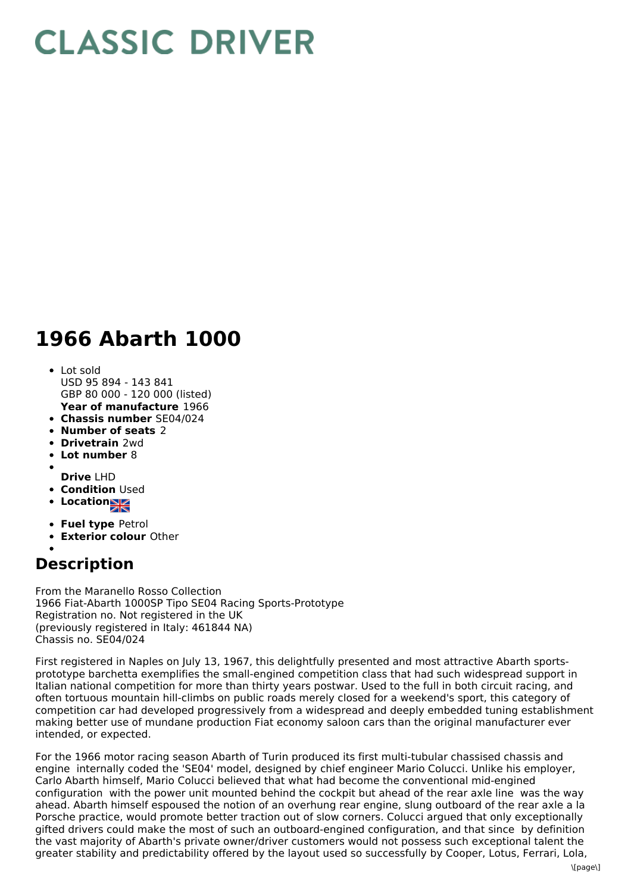# CLASSIC DRIVER

# 1966 Abarth 1000

- Lot sold
  USD 95 894 - 143 841
  GBP 80 000 - 120 000 (listed)
  **Year of manufacture** 1966
- **Chassis number** SE04/024
- **Number of seats** 2
- **Drivetrain** 2wd
- **Lot number** 8
- **Drive** LHD
- **Condition** Used
- **Location**
- **Fuel type** Petrol
- **Exterior colour** Other

## Description

From the Maranello Rosso Collection
1966 Fiat-Abarth 1000SP Tipo SE04 Racing Sports-Prototype
Registration no. Not registered in the UK
(previously registered in Italy: 461844 NA)
Chassis no. SE04/024

First registered in Naples on July 13, 1967, this delightfully presented and most attractive Abarth sports-prototype barchetta exemplifies the small-engined competition class that had such widespread support in Italian national competition for more than thirty years postwar. Used to the full in both circuit racing, and often tortuous mountain hill-climbs on public roads merely closed for a weekend's sport, this category of competition car had developed progressively from a widespread and deeply embedded tuning establishment making better use of mundane production Fiat economy saloon cars than the original manufacturer ever intended, or expected.

For the 1966 motor racing season Abarth of Turin produced its first multi-tubular chassised chassis and engine internally coded the 'SE04' model, designed by chief engineer Mario Colucci. Unlike his employer, Carlo Abarth himself, Mario Colucci believed that what had become the conventional mid-engined configuration with the power unit mounted behind the cockpit but ahead of the rear axle line was the way ahead. Abarth himself espoused the notion of an overhung rear engine, slung outboard of the rear axle a la Porsche practice, would promote better traction out of slow corners. Colucci argued that only exceptionally gifted drivers could make the most of such an outboard-engined configuration, and that since by definition the vast majority of Abarth's private owner/driver customers would not possess such exceptional talent the greater stability and predictability offered by the layout used so successfully by Cooper, Lotus, Ferrari, Lola,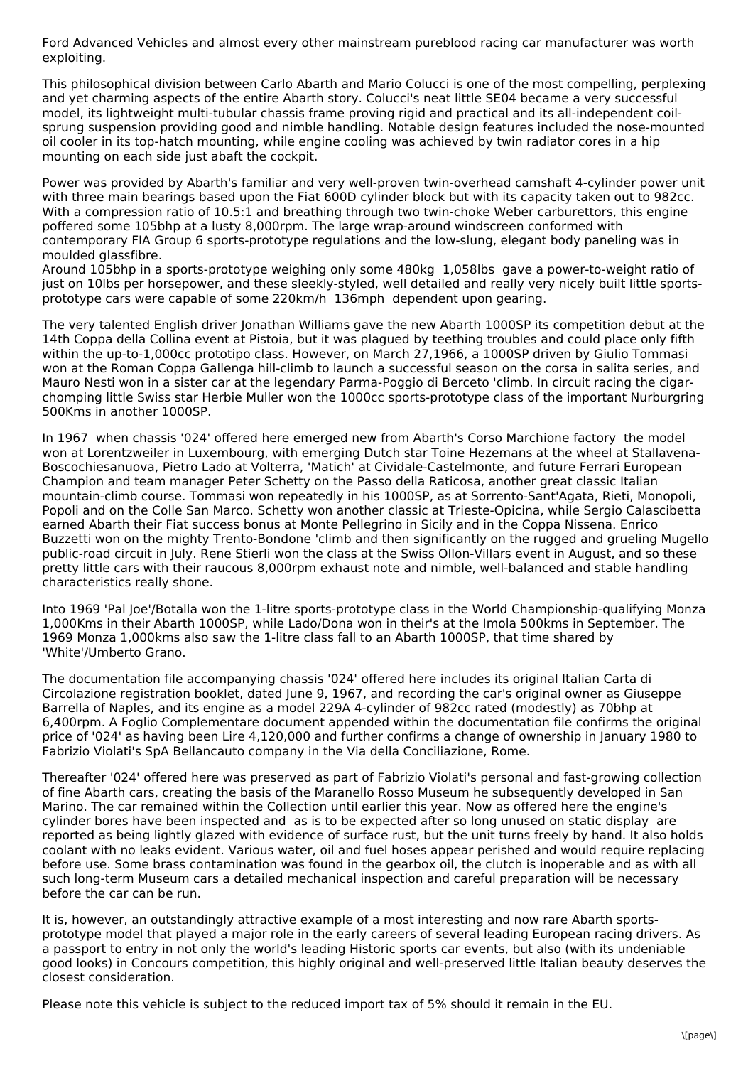Ford Advanced Vehicles and almost every other mainstream pureblood racing car manufacturer was worth exploiting.

This philosophical division between Carlo Abarth and Mario Colucci is one of the most compelling, perplexing and yet charming aspects of the entire Abarth story. Colucci's neat little SE04 became a very successful model, its lightweight multi-tubular chassis frame proving rigid and practical and its all-independent coil-sprung suspension providing good and nimble handling. Notable design features included the nose-mounted oil cooler in its top-hatch mounting, while engine cooling was achieved by twin radiator cores in a hip mounting on each side just abaft the cockpit.

Power was provided by Abarth's familiar and very well-proven twin-overhead camshaft 4-cylinder power unit with three main bearings based upon the Fiat 600D cylinder block but with its capacity taken out to 982cc. With a compression ratio of 10.5:1 and breathing through two twin-choke Weber carburettors, this engine poffered some 105bhp at a lusty 8,000rpm. The large wrap-around windscreen conformed with contemporary FIA Group 6 sports-prototype regulations and the low-slung, elegant body paneling was in moulded glassfibre.
Around 105bhp in a sports-prototype weighing only some 480kg 1,058lbs gave a power-to-weight ratio of just on 10lbs per horsepower, and these sleekly-styled, well detailed and really very nicely built little sports-prototype cars were capable of some 220km/h 136mph dependent upon gearing.

The very talented English driver Jonathan Williams gave the new Abarth 1000SP its competition debut at the 14th Coppa della Collina event at Pistoia, but it was plagued by teething troubles and could place only fifth within the up-to-1,000cc prototipo class. However, on March 27,1966, a 1000SP driven by Giulio Tommasi won at the Roman Coppa Gallenga hill-climb to launch a successful season on the corsa in salita series, and Mauro Nesti won in a sister car at the legendary Parma-Poggio di Berceto 'climb. In circuit racing the cigar-chomping little Swiss star Herbie Muller won the 1000cc sports-prototype class of the important Nurburgring 500Kms in another 1000SP.

In 1967 when chassis '024' offered here emerged new from Abarth's Corso Marchione factory the model won at Lorentzweiler in Luxembourg, with emerging Dutch star Toine Hezemans at the wheel at Stallavena-Boscochiesanuova, Pietro Lado at Volterra, 'Matich' at Cividale-Castelmonte, and future Ferrari European Champion and team manager Peter Schetty on the Passo della Raticosa, another great classic Italian mountain-climb course. Tommasi won repeatedly in his 1000SP, as at Sorrento-Sant'Agata, Rieti, Monopoli, Popoli and on the Colle San Marco. Schetty won another classic at Trieste-Opicina, while Sergio Calascibetta earned Abarth their Fiat success bonus at Monte Pellegrino in Sicily and in the Coppa Nissena. Enrico Buzzetti won on the mighty Trento-Bondone 'climb and then significantly on the rugged and grueling Mugello public-road circuit in July. Rene Stierli won the class at the Swiss Ollon-Villars event in August, and so these pretty little cars with their raucous 8,000rpm exhaust note and nimble, well-balanced and stable handling characteristics really shone.

Into 1969 'Pal Joe'/Botalla won the 1-litre sports-prototype class in the World Championship-qualifying Monza 1,000Kms in their Abarth 1000SP, while Lado/Dona won in their's at the Imola 500kms in September. The 1969 Monza 1,000kms also saw the 1-litre class fall to an Abarth 1000SP, that time shared by 'White'/Umberto Grano.

The documentation file accompanying chassis '024' offered here includes its original Italian Carta di Circolazione registration booklet, dated June 9, 1967, and recording the car's original owner as Giuseppe Barrella of Naples, and its engine as a model 229A 4-cylinder of 982cc rated (modestly) as 70bhp at 6,400rpm. A Foglio Complementare document appended within the documentation file confirms the original price of '024' as having been Lire 4,120,000 and further confirms a change of ownership in January 1980 to Fabrizio Violati's SpA Bellancauto company in the Via della Conciliazione, Rome.

Thereafter '024' offered here was preserved as part of Fabrizio Violati's personal and fast-growing collection of fine Abarth cars, creating the basis of the Maranello Rosso Museum he subsequently developed in San Marino. The car remained within the Collection until earlier this year. Now as offered here the engine's cylinder bores have been inspected and as is to be expected after so long unused on static display are reported as being lightly glazed with evidence of surface rust, but the unit turns freely by hand. It also holds coolant with no leaks evident. Various water, oil and fuel hoses appear perished and would require replacing before use. Some brass contamination was found in the gearbox oil, the clutch is inoperable and as with all such long-term Museum cars a detailed mechanical inspection and careful preparation will be necessary before the car can be run.

It is, however, an outstandingly attractive example of a most interesting and now rare Abarth sports-prototype model that played a major role in the early careers of several leading European racing drivers. As a passport to entry in not only the world's leading Historic sports car events, but also (with its undeniable good looks) in Concours competition, this highly original and well-preserved little Italian beauty deserves the closest consideration.

Please note this vehicle is subject to the reduced import tax of 5% should it remain in the EU.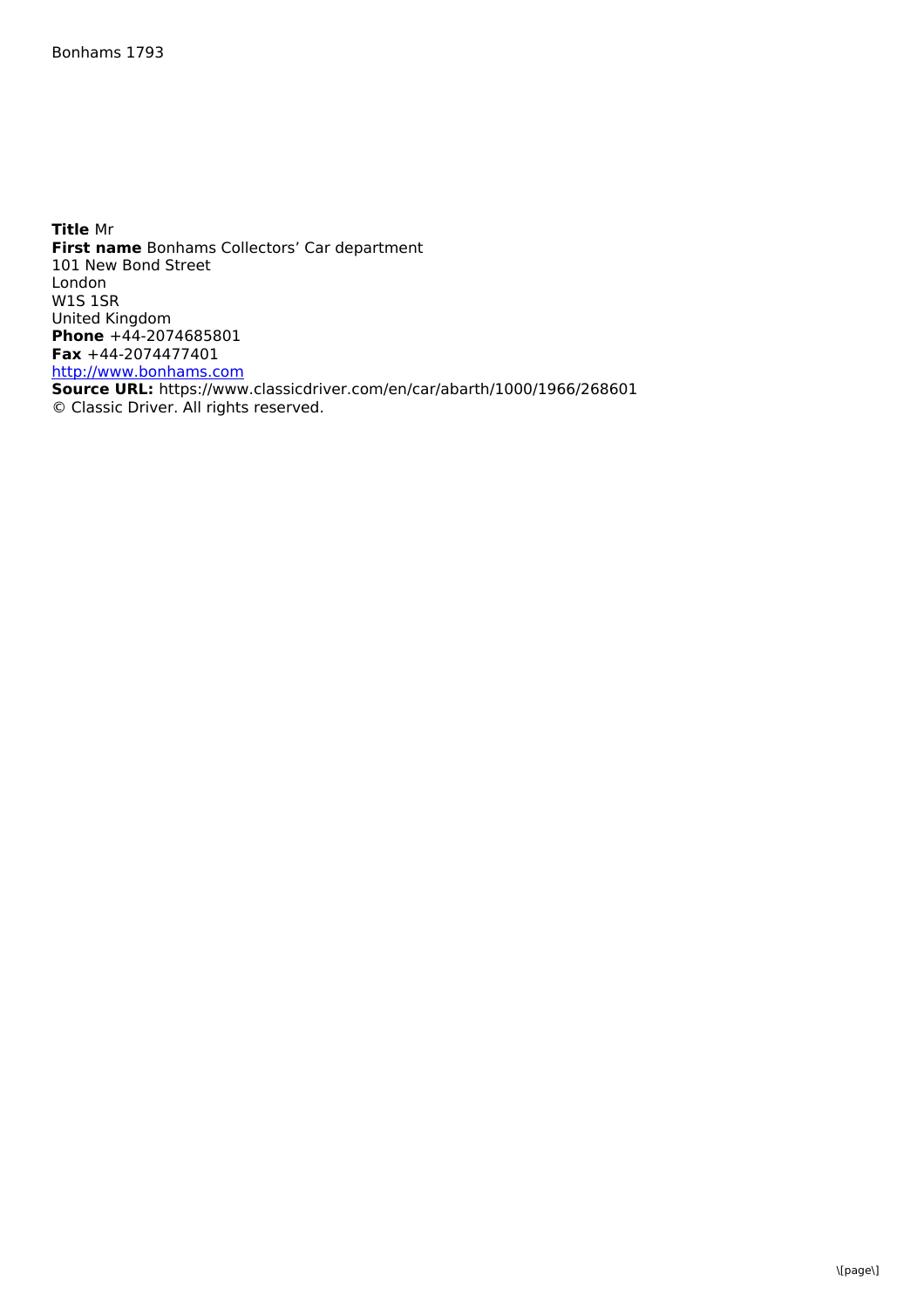Bonhams 1793

**Title** Mr
**First name** Bonhams Collectors' Car department
101 New Bond Street
London
W1S 1SR
United Kingdom
**Phone** +44-2074685801
**Fax** +44-2074477401
http://www.bonhams.com
**Source URL:** https://www.classicdriver.com/en/car/abarth/1000/1966/268601
© Classic Driver. All rights reserved.